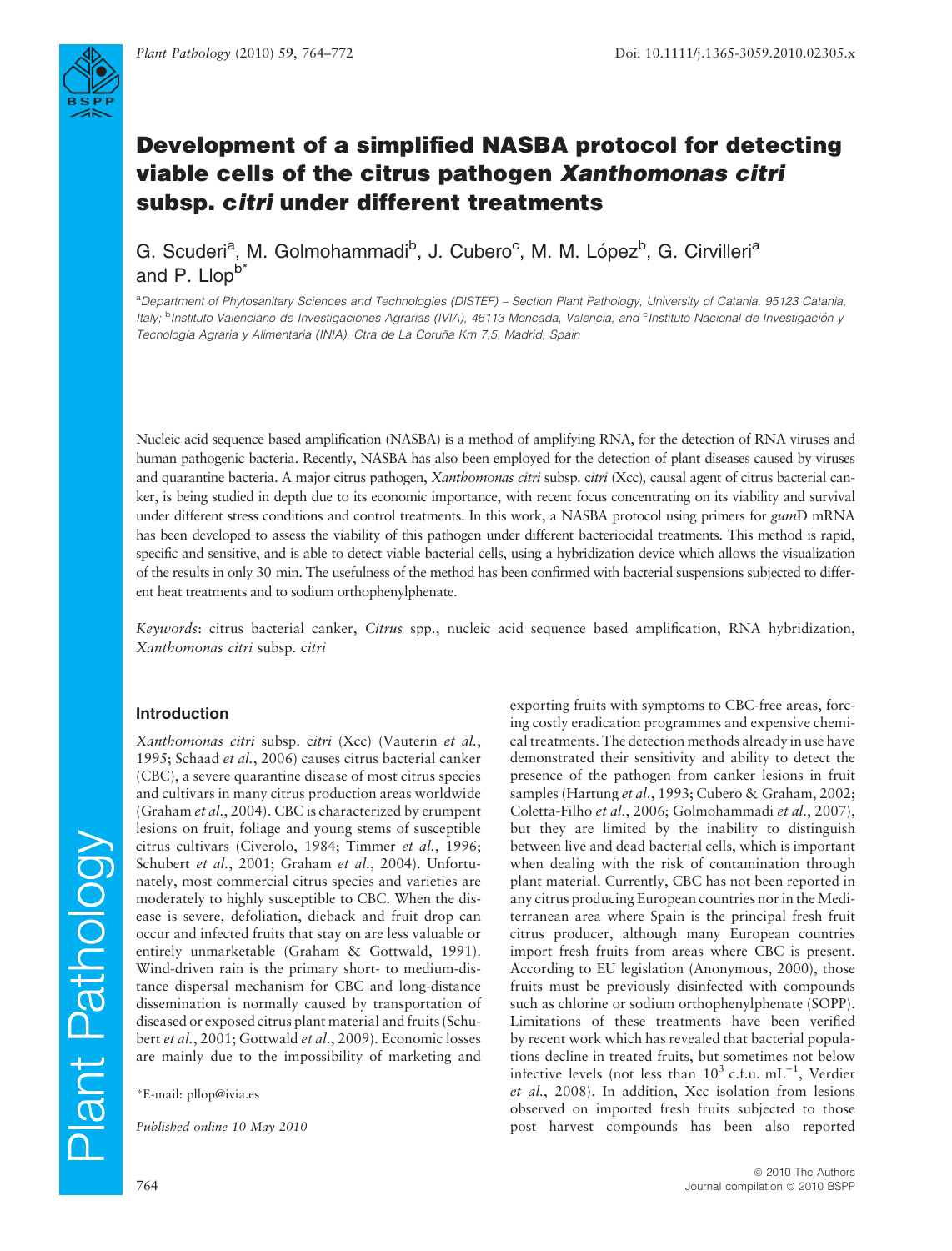# Development of a simplified NASBA protocol for detecting viable cells of the citrus pathogen *Xanthomonas citri* subsp. *citri* under different treatments

G. Scuderi[a], M. Golmohammadi[b], J. Cubero[c], M. M. López[b], G. Cirvilleri[a] and P. Llop[b*]

[a]Department of Phytosanitary Sciences and Technologies (DISTEF) – Section Plant Pathology, University of Catania, 95123 Catania, Italy; [b]Instituto Valenciano de Investigaciones Agrarias (IVIA), 46113 Moncada, Valencia; and [c]Instituto Nacional de Investigación y Tecnología Agraria y Alimentaria (INIA), Ctra de La Coruña Km 7,5, Madrid, Spain

Nucleic acid sequence based amplification (NASBA) is a method of amplifying RNA, for the detection of RNA viruses and human pathogenic bacteria. Recently, NASBA has also been employed for the detection of plant diseases caused by viruses and quarantine bacteria. A major citrus pathogen, *Xanthomonas citri* subsp. *citri* (Xcc), causal agent of citrus bacterial canker, is being studied in depth due to its economic importance, with recent focus concentrating on its viability and survival under different stress conditions and control treatments. In this work, a NASBA protocol using primers for *gum*D mRNA has been developed to assess the viability of this pathogen under different bacteriocidal treatments. This method is rapid, specific and sensitive, and is able to detect viable bacterial cells, using a hybridization device which allows the visualization of the results in only 30 min. The usefulness of the method has been confirmed with bacterial suspensions subjected to different heat treatments and to sodium orthophenylphenate.

*Keywords*: citrus bacterial canker, *Citrus* spp., nucleic acid sequence based amplification, RNA hybridization, *Xanthomonas citri* subsp. *citri*

## Introduction

*Xanthomonas citri* subsp. *citri* (Xcc) (Vauterin *et al.*, 1995; Schaad *et al.*, 2006) causes citrus bacterial canker (CBC), a severe quarantine disease of most citrus species and cultivars in many citrus production areas worldwide (Graham *et al.*, 2004). CBC is characterized by erumpent lesions on fruit, foliage and young stems of susceptible citrus cultivars (Civerolo, 1984; Timmer *et al.*, 1996; Schubert *et al.*, 2001; Graham *et al.*, 2004). Unfortunately, most commercial citrus species and varieties are moderately to highly susceptible to CBC. When the disease is severe, defoliation, dieback and fruit drop can occur and infected fruits that stay on are less valuable or entirely unmarketable (Graham & Gottwald, 1991). Wind-driven rain is the primary short- to medium-distance dispersal mechanism for CBC and long-distance dissemination is normally caused by transportation of diseased or exposed citrus plant material and fruits (Schubert *et al.*, 2001; Gottwald *et al.*, 2009). Economic losses are mainly due to the impossibility of marketing and exporting fruits with symptoms to CBC-free areas, forcing costly eradication programmes and expensive chemical treatments. The detection methods already in use have demonstrated their sensitivity and ability to detect the presence of the pathogen from canker lesions in fruit samples (Hartung *et al.*, 1993; Cubero & Graham, 2002; Coletta-Filho *et al.*, 2006; Golmohammadi *et al.*, 2007), but they are limited by the inability to distinguish between live and dead bacterial cells, which is important when dealing with the risk of contamination through plant material. Currently, CBC has not been reported in any citrus producing European countries nor in the Mediterranean area where Spain is the principal fresh fruit citrus producer, although many European countries import fresh fruits from areas where CBC is present. According to EU legislation (Anonymous, 2000), those fruits must be previously disinfected with compounds such as chlorine or sodium orthophenylphenate (SOPP). Limitations of these treatments have been verified by recent work which has revealed that bacterial populations decline in treated fruits, but sometimes not below infective levels (not less than $10^3$ c.f.u. mL$^{-1}$, Verdier *et al.*, 2008). In addition, Xcc isolation from lesions observed on imported fresh fruits subjected to those post harvest compounds has been also reported

*E-mail: pllop@ivia.es

*Published online 10 May 2010*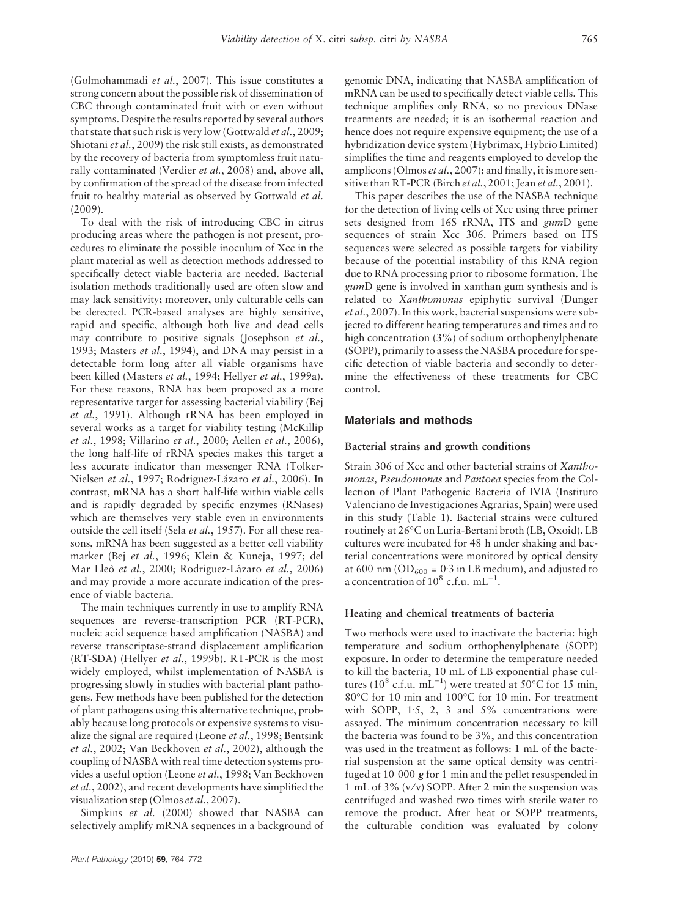(Golmohammadi *et al.*, 2007). This issue constitutes a strong concern about the possible risk of dissemination of CBC through contaminated fruit with or even without symptoms. Despite the results reported by several authors that state that such risk is very low (Gottwald *et al.*, 2009; Shiotani *et al.*, 2009) the risk still exists, as demonstrated by the recovery of bacteria from symptomless fruit naturally contaminated (Verdier *et al.*, 2008) and, above all, by confirmation of the spread of the disease from infected fruit to healthy material as observed by Gottwald *et al.* (2009).

To deal with the risk of introducing CBC in citrus producing areas where the pathogen is not present, procedures to eliminate the possible inoculum of Xcc in the plant material as well as detection methods addressed to specifically detect viable bacteria are needed. Bacterial isolation methods traditionally used are often slow and may lack sensitivity; moreover, only culturable cells can be detected. PCR-based analyses are highly sensitive, rapid and specific, although both live and dead cells may contribute to positive signals (Josephson *et al.*, 1993; Masters *et al.*, 1994), and DNA may persist in a detectable form long after all viable organisms have been killed (Masters *et al.*, 1994; Hellyer *et al.*, 1999a). For these reasons, RNA has been proposed as a more representative target for assessing bacterial viability (Bej *et al.*, 1991). Although rRNA has been employed in several works as a target for viability testing (McKillip *et al.*, 1998; Villarino *et al.*, 2000; Aellen *et al.*, 2006), the long half-life of rRNA species makes this target a less accurate indicator than messenger RNA (Tolker-Nielsen *et al.*, 1997; Rodriguez-Lázaro *et al.*, 2006). In contrast, mRNA has a short half-life within viable cells and is rapidly degraded by specific enzymes (RNases) which are themselves very stable even in environments outside the cell itself (Sela *et al.*, 1957). For all these reasons, mRNA has been suggested as a better cell viability marker (Bej *et al.*, 1996; Klein & Kuneja, 1997; del Mar Lleò *et al.*, 2000; Rodriguez-Lázaro *et al.*, 2006) and may provide a more accurate indication of the presence of viable bacteria.

The main techniques currently in use to amplify RNA sequences are reverse-transcription PCR (RT-PCR), nucleic acid sequence based amplification (NASBA) and reverse transcriptase-strand displacement amplification (RT-SDA) (Hellyer *et al.*, 1999b). RT-PCR is the most widely employed, whilst implementation of NASBA is progressing slowly in studies with bacterial plant pathogens. Few methods have been published for the detection of plant pathogens using this alternative technique, probably because long protocols or expensive systems to visualize the signal are required (Leone *et al.*, 1998; Bentsink *et al.*, 2002; Van Beckhoven *et al.*, 2002), although the coupling of NASBA with real time detection systems provides a useful option (Leone *et al.*, 1998; Van Beckhoven *et al.*, 2002), and recent developments have simplified the visualization step (Olmos *et al.*, 2007).

Simpkins *et al.* (2000) showed that NASBA can selectively amplify mRNA sequences in a background of genomic DNA, indicating that NASBA amplification of mRNA can be used to specifically detect viable cells. This technique amplifies only RNA, so no previous DNase treatments are needed; it is an isothermal reaction and hence does not require expensive equipment; the use of a hybridization device system (Hybrimax, Hybrio Limited) simplifies the time and reagents employed to develop the amplicons (Olmos *et al.*, 2007); and finally, it is more sensitive than RT-PCR (Birch *et al.*, 2001; Jean *et al.*, 2001).

This paper describes the use of the NASBA technique for the detection of living cells of Xcc using three primer sets designed from 16S rRNA, ITS and *gum*D gene sequences of strain Xcc 306. Primers based on ITS sequences were selected as possible targets for viability because of the potential instability of this RNA region due to RNA processing prior to ribosome formation. The *gum*D gene is involved in xanthan gum synthesis and is related to *Xanthomonas* epiphytic survival (Dunger *et al.*, 2007). In this work, bacterial suspensions were subjected to different heating temperatures and times and to high concentration (3%) of sodium orthophenylphenate (SOPP), primarily to assess the NASBA procedure for specific detection of viable bacteria and secondly to determine the effectiveness of these treatments for CBC control.

## Materials and methods

### Bacterial strains and growth conditions

Strain 306 of Xcc and other bacterial strains of *Xanthomonas, Pseudomonas* and *Pantoea* species from the Collection of Plant Pathogenic Bacteria of IVIA (Instituto Valenciano de Investigaciones Agrarias, Spain) were used in this study (Table 1). Bacterial strains were cultured routinely at 26°C on Luria-Bertani broth (LB, Oxoid). LB cultures were incubated for 48 h under shaking and bacterial concentrations were monitored by optical density at 600 nm ($OD_{600}$ = 0·3 in LB medium), and adjusted to a concentration of $10^8$ c.f.u. $mL^{-1}$.

### Heating and chemical treatments of bacteria

Two methods were used to inactivate the bacteria: high temperature and sodium orthophenylphenate (SOPP) exposure. In order to determine the temperature needed to kill the bacteria, 10 mL of LB exponential phase cultures ($10^8$ c.f.u. $mL^{-1}$) were treated at 50°C for 15 min, 80°C for 10 min and 100°C for 10 min. For treatment with SOPP, 1·5, 2, 3 and 5% concentrations were assayed. The minimum concentration necessary to kill the bacteria was found to be 3%, and this concentration was used in the treatment as follows: 1 mL of the bacterial suspension at the same optical density was centrifuged at 10 000 ***g*** for 1 min and the pellet resuspended in 1 mL of 3% (v/v) SOPP. After 2 min the suspension was centrifuged and washed two times with sterile water to remove the product. After heat or SOPP treatments, the culturable condition was evaluated by colony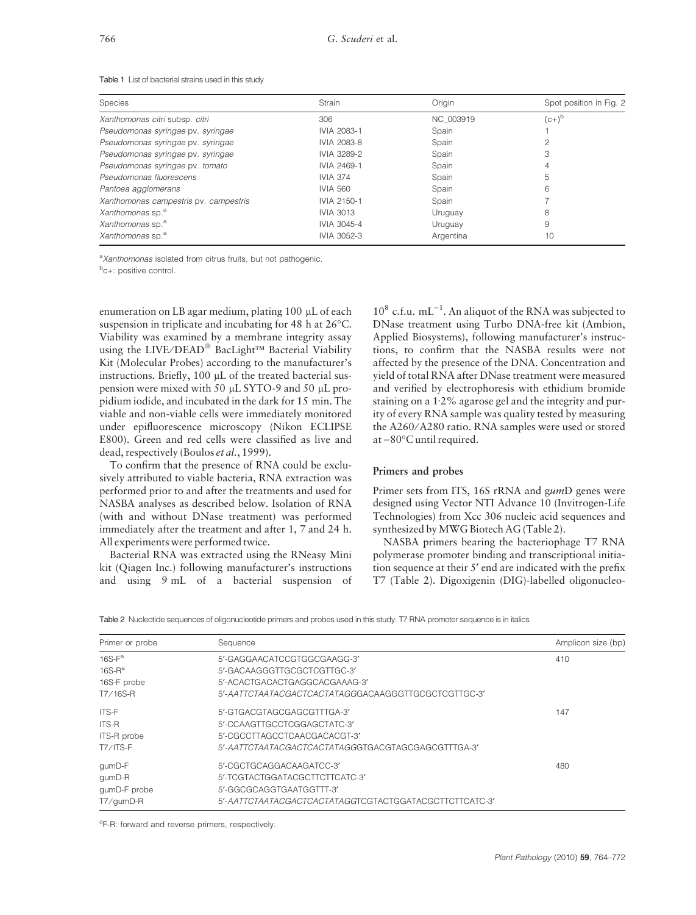Table 1 List of bacterial strains used in this study

| Species | Strain | Origin | Spot position in Fig. 2 |
| --- | --- | --- | --- |
| *Xanthomonas citri* subsp. *citri* | 306 | NC_003919 | (c+)[b] |
| *Pseudomonas syringae* pv. *syringae* | IVIA 2083-1 | Spain | 1 |
| *Pseudomonas syringae* pv. *syringae* | IVIA 2083-8 | Spain | 2 |
| *Pseudomonas syringae* pv. *syringae* | IVIA 3289-2 | Spain | 3 |
| *Pseudomonas syringae* pv. *tomato* | IVIA 2469-1 | Spain | 4 |
| *Pseudomonas fluorescens* | IVIA 374 | Spain | 5 |
| *Pantoea agglomerans* | IVIA 560 | Spain | 6 |
| *Xanthomonas campestris* pv. *campestris* | IVIA 2150-1 | Spain | 7 |
| *Xanthomonas* sp.[a] | IVIA 3013 | Uruguay | 8 |
| *Xanthomonas* sp.[a] | IVIA 3045-4 | Uruguay | 9 |
| *Xanthomonas* sp.[a] | IVIA 3052-3 | Argentina | 10 |

[a]*Xanthomonas* isolated from citrus fruits, but not pathogenic.

[b]c+: positive control.

enumeration on LB agar medium, plating 100 μL of each suspension in triplicate and incubating for 48 h at 26°C. Viability was examined by a membrane integrity assay using the LIVE/DEAD® BacLight™ Bacterial Viability Kit (Molecular Probes) according to the manufacturer's instructions. Briefly, 100 μL of the treated bacterial suspension were mixed with 50 μL SYTO-9 and 50 μL propidium iodide, and incubated in the dark for 15 min. The viable and non-viable cells were immediately monitored under epifluorescence microscopy (Nikon ECLIPSE E800). Green and red cells were classified as live and dead, respectively (Boulos *et al.*, 1999).

To confirm that the presence of RNA could be exclusively attributed to viable bacteria, RNA extraction was performed prior to and after the treatments and used for NASBA analyses as described below. Isolation of RNA (with and without DNase treatment) was performed immediately after the treatment and after 1, 7 and 24 h. All experiments were performed twice.

Bacterial RNA was extracted using the RNeasy Mini kit (Qiagen Inc.) following manufacturer's instructions and using 9 mL of a bacterial suspension of $10^8$ c.f.u. mL$^{-1}$. An aliquot of the RNA was subjected to DNase treatment using Turbo DNA-free kit (Ambion, Applied Biosystems), following manufacturer's instructions, to confirm that the NASBA results were not affected by the presence of the DNA. Concentration and yield of total RNA after DNase treatment were measured and verified by electrophoresis with ethidium bromide staining on a 1·2% agarose gel and the integrity and purity of every RNA sample was quality tested by measuring the A260/A280 ratio. RNA samples were used or stored at −80°C until required.

## Primers and probes

Primer sets from ITS, 16S rRNA and *gum*D genes were designed using Vector NTI Advance 10 (Invitrogen-Life Technologies) from Xcc 306 nucleic acid sequences and synthesized by MWG Biotech AG (Table 2).

NASBA primers bearing the bacteriophage T7 RNA polymerase promoter binding and transcriptional initiation sequence at their 5′ end are indicated with the prefix T7 (Table 2). Digoxigenin (DIG)-labelled oligonucleo-

Table 2 Nucleotide sequences of oligonucleotide primers and probes used in this study. T7 RNA promoter sequence is in italics

| Primer or probe | Sequence | Amplicon size (bp) |
| --- | --- | --- |
| 16S-F[a] | 5′-GAGGAACATCCGTGGCGAAGG-3′ | 410 |
| 16S-R[a] | 5′-GACAAGGGTTGCGCTCGTTGC-3′ | |
| 16S-F probe | 5′-ACACTGACACTGAGGCACGAAAG-3′ | |
| T7/16S-R | 5′-*AATTCTAATACGACTCACTATAGG*GACAAGGGTTGCGCTCGTTGC-3′ | |
| ITS-F | 5′-GTGACGTAGCGAGCGTTTGA-3′ | 147 |
| ITS-R | 5′-CCAAGTTGCCTCGGAGCTATC-3′ | |
| ITS-R probe | 5′-CGCCTTAGCCTCAACGACACGT-3′ | |
| T7/ITS-F | 5′-*AATTCTAATACGACTCACTATAGG*GTGACGTAGCGAGCGTTTGA-3′ | |
| gumD-F | 5′-CGCTGCAGGACAAGATCC-3′ | 480 |
| gumD-R | 5′-TCGTACTGGATACGCTTCTTCATC-3′ | |
| gumD-F probe | 5′-GGCGCAGGTGAATGGTTT-3′ | |
| T7/gumD-R | 5′-*AATTCTAATACGACTCACTATAGG*TCGTACTGGATACGCTTCTTCATC-3′ | |

[a]F-R: forward and reverse primers, respectively.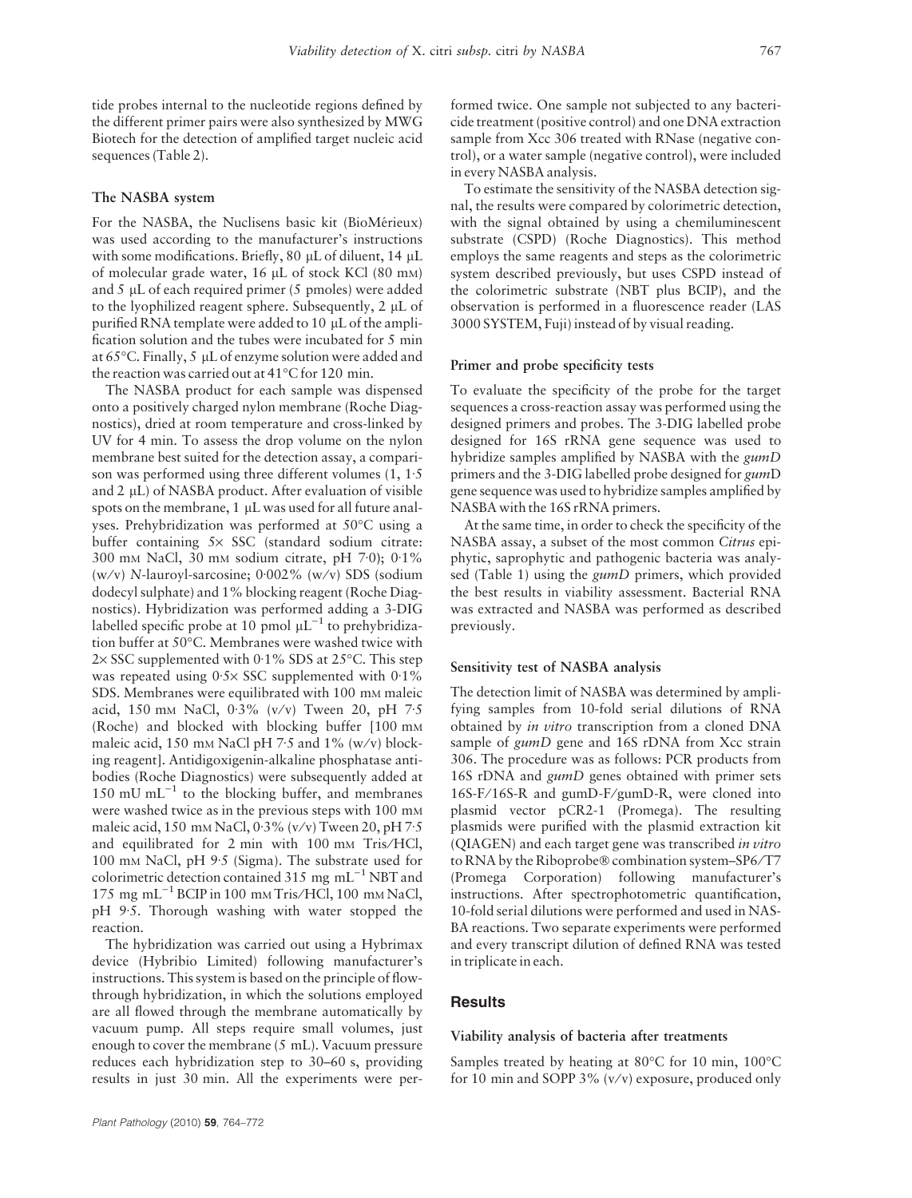tide probes internal to the nucleotide regions defined by the different primer pairs were also synthesized by MWG Biotech for the detection of amplified target nucleic acid sequences (Table 2).

### The NASBA system

For the NASBA, the Nuclisens basic kit (BioMérieux) was used according to the manufacturer's instructions with some modifications. Briefly, 80 μL of diluent, 14 μL of molecular grade water, 16 μL of stock KCl (80 mM) and 5 μL of each required primer (5 pmoles) were added to the lyophilized reagent sphere. Subsequently, 2 μL of purified RNA template were added to 10 μL of the amplification solution and the tubes were incubated for 5 min at 65°C. Finally, 5 μL of enzyme solution were added and the reaction was carried out at 41°C for 120 min.

The NASBA product for each sample was dispensed onto a positively charged nylon membrane (Roche Diagnostics), dried at room temperature and cross-linked by UV for 4 min. To assess the drop volume on the nylon membrane best suited for the detection assay, a comparison was performed using three different volumes (1, 1·5 and 2 μL) of NASBA product. After evaluation of visible spots on the membrane, 1 μL was used for all future analyses. Prehybridization was performed at 50°C using a buffer containing 5× SSC (standard sodium citrate: 300 mM NaCl, 30 mM sodium citrate, pH 7·0); 0·1% (w/v) *N*-lauroyl-sarcosine; 0·002% (w/v) SDS (sodium dodecyl sulphate) and 1% blocking reagent (Roche Diagnostics). Hybridization was performed adding a 3-DIG labelled specific probe at 10 pmol $\mu L^{-1}$ to prehybridization buffer at 50°C. Membranes were washed twice with 2× SSC supplemented with 0·1% SDS at 25°C. This step was repeated using 0·5× SSC supplemented with 0·1% SDS. Membranes were equilibrated with 100 mM maleic acid, 150 mM NaCl, 0·3% (v/v) Tween 20, pH 7·5 (Roche) and blocked with blocking buffer [100 mM maleic acid, 150 mM NaCl pH 7·5 and 1% (w/v) blocking reagent]. Antidigoxigenin-alkaline phosphatase antibodies (Roche Diagnostics) were subsequently added at 150 mU $mL^{-1}$ to the blocking buffer, and membranes were washed twice as in the previous steps with 100 mM maleic acid, 150 mM NaCl, 0·3% (v/v) Tween 20, pH 7·5 and equilibrated for 2 min with 100 mM Tris/HCl, 100 mM NaCl, pH 9·5 (Sigma). The substrate used for colorimetric detection contained 315 mg $mL^{-1}$ NBT and 175 mg $mL^{-1}$ BCIP in 100 mM Tris/HCl, 100 mM NaCl, pH 9·5. Thorough washing with water stopped the reaction.

The hybridization was carried out using a Hybrimax device (Hybribio Limited) following manufacturer's instructions. This system is based on the principle of flow-through hybridization, in which the solutions employed are all flowed through the membrane automatically by vacuum pump. All steps require small volumes, just enough to cover the membrane (5 mL). Vacuum pressure reduces each hybridization step to 30–60 s, providing results in just 30 min. All the experiments were performed twice. One sample not subjected to any bactericide treatment (positive control) and one DNA extraction sample from Xcc 306 treated with RNase (negative control), or a water sample (negative control), were included in every NASBA analysis.

To estimate the sensitivity of the NASBA detection signal, the results were compared by colorimetric detection, with the signal obtained by using a chemiluminescent substrate (CSPD) (Roche Diagnostics). This method employs the same reagents and steps as the colorimetric system described previously, but uses CSPD instead of the colorimetric substrate (NBT plus BCIP), and the observation is performed in a fluorescence reader (LAS 3000 SYSTEM, Fuji) instead of by visual reading.

### Primer and probe specificity tests

To evaluate the specificity of the probe for the target sequences a cross-reaction assay was performed using the designed primers and probes. The 3-DIG labelled probe designed for 16S rRNA gene sequence was used to hybridize samples amplified by NASBA with the *gumD* primers and the 3-DIG labelled probe designed for *gum*D gene sequence was used to hybridize samples amplified by NASBA with the 16S rRNA primers.

At the same time, in order to check the specificity of the NASBA assay, a subset of the most common *Citrus* epiphytic, saprophytic and pathogenic bacteria was analysed (Table 1) using the *gumD* primers, which provided the best results in viability assessment. Bacterial RNA was extracted and NASBA was performed as described previously.

### Sensitivity test of NASBA analysis

The detection limit of NASBA was determined by amplifying samples from 10-fold serial dilutions of RNA obtained by *in vitro* transcription from a cloned DNA sample of *gumD* gene and 16S rDNA from Xcc strain 306. The procedure was as follows: PCR products from 16S rDNA and *gumD* genes obtained with primer sets 16S-F/16S-R and gumD-F/gumD-R, were cloned into plasmid vector pCR2-1 (Promega). The resulting plasmids were purified with the plasmid extraction kit (QIAGEN) and each target gene was transcribed *in vitro* to RNA by the Riboprobe® combination system–SP6/T7 (Promega Corporation) following manufacturer's instructions. After spectrophotometric quantification, 10-fold serial dilutions were performed and used in NASBA reactions. Two separate experiments were performed and every transcript dilution of defined RNA was tested in triplicate in each.

## Results

### Viability analysis of bacteria after treatments

Samples treated by heating at 80°C for 10 min, 100°C for 10 min and SOPP 3% (v/v) exposure, produced only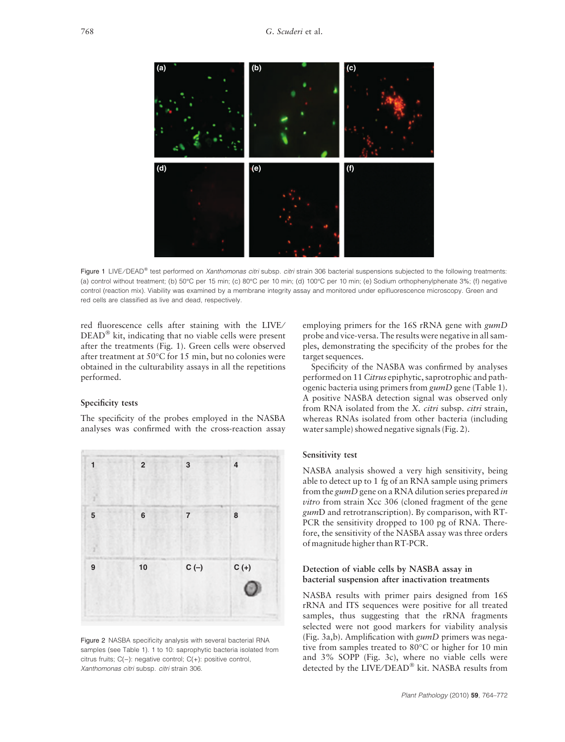Figure 1 LIVE/DEAD® test performed on *Xanthomonas citri* subsp. *citri* strain 306 bacterial suspensions subjected to the following treatments: (a) control without treatment; (b) 50°C per 15 min; (c) 80°C per 10 min; (d) 100°C per 10 min; (e) Sodium orthophenylphenate 3%; (f) negative control (reaction mix). Viability was examined by a membrane integrity assay and monitored under epifluorescence microscopy. Green and red cells are classified as live and dead, respectively.

red fluorescence cells after staining with the LIVE/DEAD® kit, indicating that no viable cells were present after the treatments (Fig. 1). Green cells were observed after treatment at 50°C for 15 min, but no colonies were obtained in the culturability assays in all the repetitions performed.

### Specificity tests

The specificity of the probes employed in the NASBA analyses was confirmed with the cross-reaction assay employing primers for the 16S rRNA gene with *gumD* probe and vice-versa. The results were negative in all samples, demonstrating the specificity of the probes for the target sequences.

Specificity of the NASBA was confirmed by analyses performed on 11 *Citrus* epiphytic, saprotrophic and pathogenic bacteria using primers from *gumD* gene (Table 1). A positive NASBA detection signal was observed only from RNA isolated from the *X. citri* subsp. *citri* strain, whereas RNAs isolated from other bacteria (including water sample) showed negative signals (Fig. 2).

Figure 2 NASBA specificity analysis with several bacterial RNA samples (see Table 1). 1 to 10: saprophytic bacteria isolated from citrus fruits; C(–): negative control; C(+): positive control, *Xanthomonas citri* subsp. *citri* strain 306.

### Sensitivity test

NASBA analysis showed a very high sensitivity, being able to detect up to 1 fg of an RNA sample using primers from the *gumD* gene on a RNA dilution series prepared *in vitro* from strain Xcc 306 (cloned fragment of the gene *gum*D and retrotranscription). By comparison, with RT-PCR the sensitivity dropped to 100 pg of RNA. Therefore, the sensitivity of the NASBA assay was three orders of magnitude higher than RT-PCR.

### Detection of viable cells by NASBA assay in bacterial suspension after inactivation treatments

NASBA results with primer pairs designed from 16S rRNA and ITS sequences were positive for all treated samples, thus suggesting that the rRNA fragments selected were not good markers for viability analysis (Fig. 3a,b). Amplification with *gumD* primers was negative from samples treated to 80°C or higher for 10 min and 3% SOPP (Fig. 3c), where no viable cells were detected by the LIVE/DEAD® kit. NASBA results from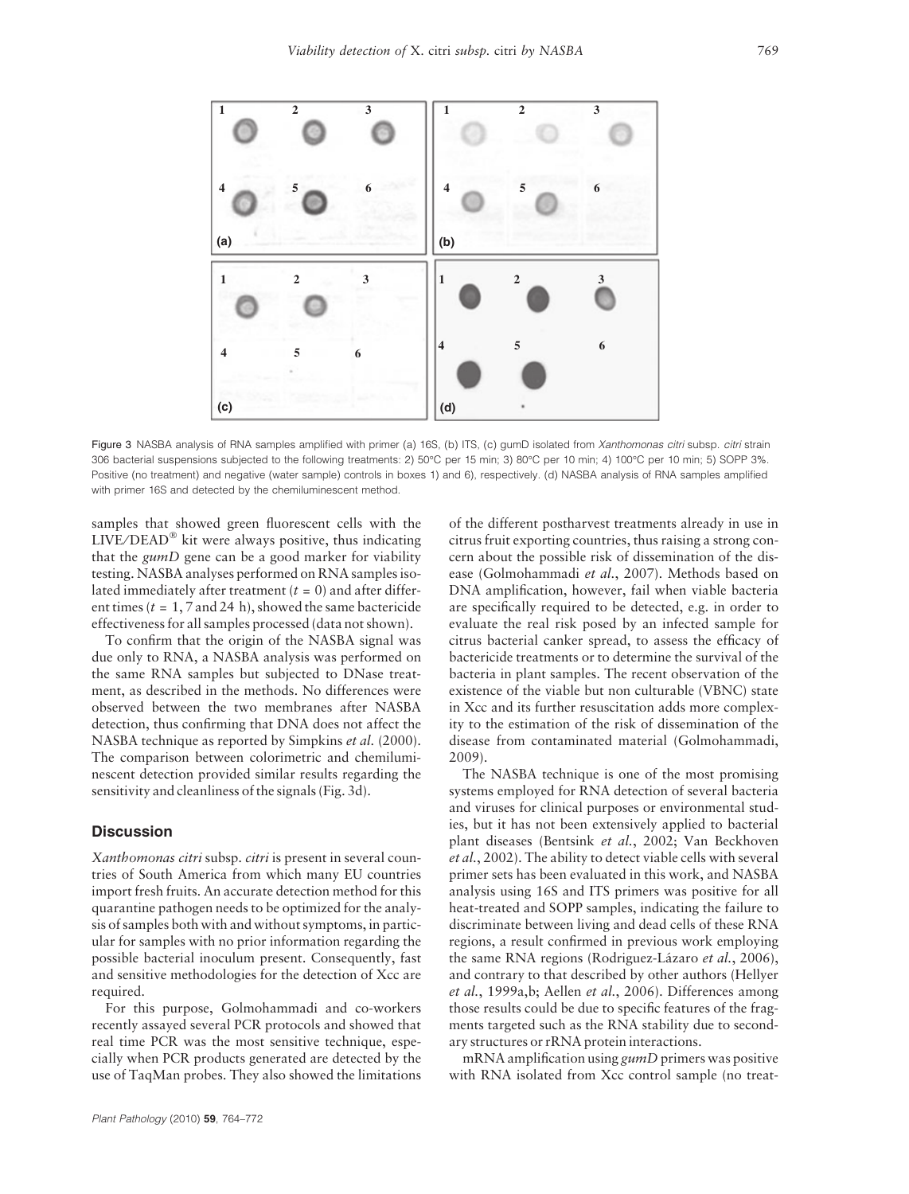1 2 3
4 5 6
(a)

1 2 3
4 5 6
(b)

1 2 3
4 5 6
(c)

1 2 3
4 5 6
(d)

Figure 3 NASBA analysis of RNA samples amplified with primer (a) 16S, (b) ITS, (c) gumD isolated from *Xanthomonas citri* subsp. *citri* strain 306 bacterial suspensions subjected to the following treatments: 2) 50°C per 15 min; 3) 80°C per 10 min; 4) 100°C per 10 min; 5) SOPP 3%. Positive (no treatment) and negative (water sample) controls in boxes 1) and 6), respectively. (d) NASBA analysis of RNA samples amplified with primer 16S and detected by the chemiluminescent method.

samples that showed green fluorescent cells with the LIVE/DEAD® kit were always positive, thus indicating that the *gumD* gene can be a good marker for viability testing. NASBA analyses performed on RNA samples isolated immediately after treatment ($t = 0$) and after different times ($t = 1$, 7 and 24 h), showed the same bactericide effectiveness for all samples processed (data not shown).

To confirm that the origin of the NASBA signal was due only to RNA, a NASBA analysis was performed on the same RNA samples but subjected to DNase treatment, as described in the methods. No differences were observed between the two membranes after NASBA detection, thus confirming that DNA does not affect the NASBA technique as reported by Simpkins *et al.* (2000). The comparison between colorimetric and chemiluminescent detection provided similar results regarding the sensitivity and cleanliness of the signals (Fig. 3d).

## Discussion

*Xanthomonas citri* subsp. *citri* is present in several countries of South America from which many EU countries import fresh fruits. An accurate detection method for this quarantine pathogen needs to be optimized for the analysis of samples both with and without symptoms, in particular for samples with no prior information regarding the possible bacterial inoculum present. Consequently, fast and sensitive methodologies for the detection of Xcc are required.

For this purpose, Golmohammadi and co-workers recently assayed several PCR protocols and showed that real time PCR was the most sensitive technique, especially when PCR products generated are detected by the use of TaqMan probes. They also showed the limitations of the different postharvest treatments already in use in citrus fruit exporting countries, thus raising a strong concern about the possible risk of dissemination of the disease (Golmohammadi *et al.*, 2007). Methods based on DNA amplification, however, fail when viable bacteria are specifically required to be detected, e.g. in order to evaluate the real risk posed by an infected sample for citrus bacterial canker spread, to assess the efficacy of bactericide treatments or to determine the survival of the bacteria in plant samples. The recent observation of the existence of the viable but non culturable (VBNC) state in Xcc and its further resuscitation adds more complexity to the estimation of the risk of dissemination of the disease from contaminated material (Golmohammadi, 2009).

The NASBA technique is one of the most promising systems employed for RNA detection of several bacteria and viruses for clinical purposes or environmental studies, but it has not been extensively applied to bacterial plant diseases (Bentsink *et al.*, 2002; Van Beckhoven *et al.*, 2002). The ability to detect viable cells with several primer sets has been evaluated in this work, and NASBA analysis using 16S and ITS primers was positive for all heat-treated and SOPP samples, indicating the failure to discriminate between living and dead cells of these RNA regions, a result confirmed in previous work employing the same RNA regions (Rodriguez-Lázaro *et al.*, 2006), and contrary to that described by other authors (Hellyer *et al.*, 1999a,b; Aellen *et al.*, 2006). Differences among those results could be due to specific features of the fragments targeted such as the RNA stability due to secondary structures or rRNA protein interactions.

mRNA amplification using *gumD* primers was positive with RNA isolated from Xcc control sample (no treat-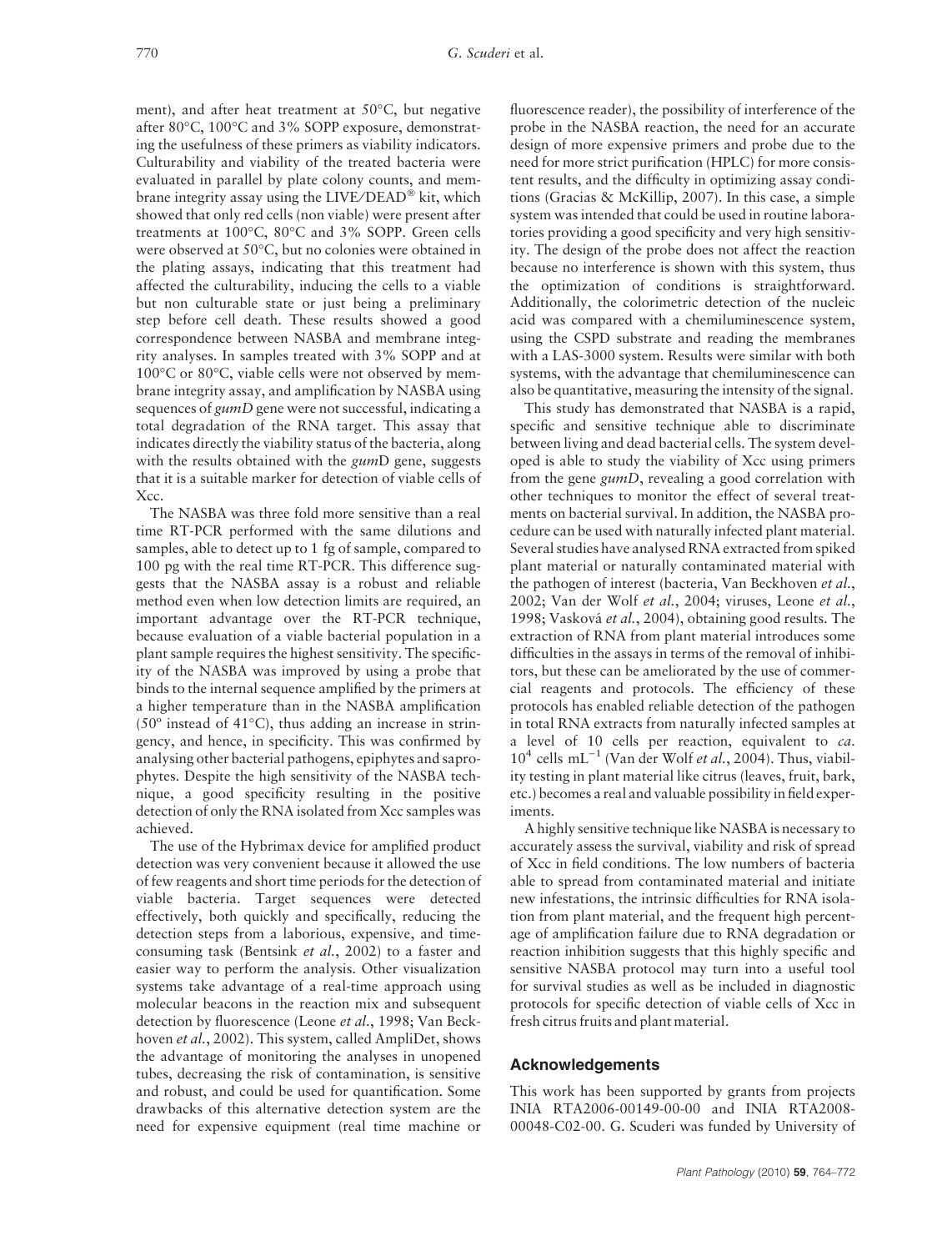ment), and after heat treatment at 50°C, but negative after 80°C, 100°C and 3% SOPP exposure, demonstrating the usefulness of these primers as viability indicators. Culturability and viability of the treated bacteria were evaluated in parallel by plate colony counts, and membrane integrity assay using the LIVE/DEAD® kit, which showed that only red cells (non viable) were present after treatments at 100°C, 80°C and 3% SOPP. Green cells were observed at 50°C, but no colonies were obtained in the plating assays, indicating that this treatment had affected the culturability, inducing the cells to a viable but non culturable state or just being a preliminary step before cell death. These results showed a good correspondence between NASBA and membrane integrity analyses. In samples treated with 3% SOPP and at 100°C or 80°C, viable cells were not observed by membrane integrity assay, and amplification by NASBA using sequences of *gumD* gene were not successful, indicating a total degradation of the RNA target. This assay that indicates directly the viability status of the bacteria, along with the results obtained with the *gum*D gene, suggests that it is a suitable marker for detection of viable cells of Xcc.

The NASBA was three fold more sensitive than a real time RT-PCR performed with the same dilutions and samples, able to detect up to 1 fg of sample, compared to 100 pg with the real time RT-PCR. This difference suggests that the NASBA assay is a robust and reliable method even when low detection limits are required, an important advantage over the RT-PCR technique, because evaluation of a viable bacterial population in a plant sample requires the highest sensitivity. The specificity of the NASBA was improved by using a probe that binds to the internal sequence amplified by the primers at a higher temperature than in the NASBA amplification (50º instead of 41°C), thus adding an increase in stringency, and hence, in specificity. This was confirmed by analysing other bacterial pathogens, epiphytes and saprophytes. Despite the high sensitivity of the NASBA technique, a good specificity resulting in the positive detection of only the RNA isolated from Xcc samples was achieved.

The use of the Hybrimax device for amplified product detection was very convenient because it allowed the use of few reagents and short time periods for the detection of viable bacteria. Target sequences were detected effectively, both quickly and specifically, reducing the detection steps from a laborious, expensive, and time-consuming task (Bentsink *et al.*, 2002) to a faster and easier way to perform the analysis. Other visualization systems take advantage of a real-time approach using molecular beacons in the reaction mix and subsequent detection by fluorescence (Leone *et al.*, 1998; Van Beckhoven *et al.*, 2002). This system, called AmpliDet, shows the advantage of monitoring the analyses in unopened tubes, decreasing the risk of contamination, is sensitive and robust, and could be used for quantification. Some drawbacks of this alternative detection system are the need for expensive equipment (real time machine or fluorescence reader), the possibility of interference of the probe in the NASBA reaction, the need for an accurate design of more expensive primers and probe due to the need for more strict purification (HPLC) for more consistent results, and the difficulty in optimizing assay conditions (Gracias & McKillip, 2007). In this case, a simple system was intended that could be used in routine laboratories providing a good specificity and very high sensitivity. The design of the probe does not affect the reaction because no interference is shown with this system, thus the optimization of conditions is straightforward. Additionally, the colorimetric detection of the nucleic acid was compared with a chemiluminescence system, using the CSPD substrate and reading the membranes with a LAS-3000 system. Results were similar with both systems, with the advantage that chemiluminescence can also be quantitative, measuring the intensity of the signal.

This study has demonstrated that NASBA is a rapid, specific and sensitive technique able to discriminate between living and dead bacterial cells. The system developed is able to study the viability of Xcc using primers from the gene *gumD*, revealing a good correlation with other techniques to monitor the effect of several treatments on bacterial survival. In addition, the NASBA procedure can be used with naturally infected plant material. Several studies have analysed RNA extracted from spiked plant material or naturally contaminated material with the pathogen of interest (bacteria, Van Beckhoven *et al.*, 2002; Van der Wolf *et al.*, 2004; viruses, Leone *et al.*, 1998; Vasková *et al.*, 2004), obtaining good results. The extraction of RNA from plant material introduces some difficulties in the assays in terms of the removal of inhibitors, but these can be ameliorated by the use of commercial reagents and protocols. The efficiency of these protocols has enabled reliable detection of the pathogen in total RNA extracts from naturally infected samples at a level of 10 cells per reaction, equivalent to *ca.* $10^4$ cells $mL^{-1}$ (Van der Wolf *et al.*, 2004). Thus, viability testing in plant material like citrus (leaves, fruit, bark, etc.) becomes a real and valuable possibility in field experiments.

A highly sensitive technique like NASBA is necessary to accurately assess the survival, viability and risk of spread of Xcc in field conditions. The low numbers of bacteria able to spread from contaminated material and initiate new infestations, the intrinsic difficulties for RNA isolation from plant material, and the frequent high percentage of amplification failure due to RNA degradation or reaction inhibition suggests that this highly specific and sensitive NASBA protocol may turn into a useful tool for survival studies as well as be included in diagnostic protocols for specific detection of viable cells of Xcc in fresh citrus fruits and plant material.

## Acknowledgements

This work has been supported by grants from projects INIA RTA2006-00149-00-00 and INIA RTA2008-00048-C02-00. G. Scuderi was funded by University of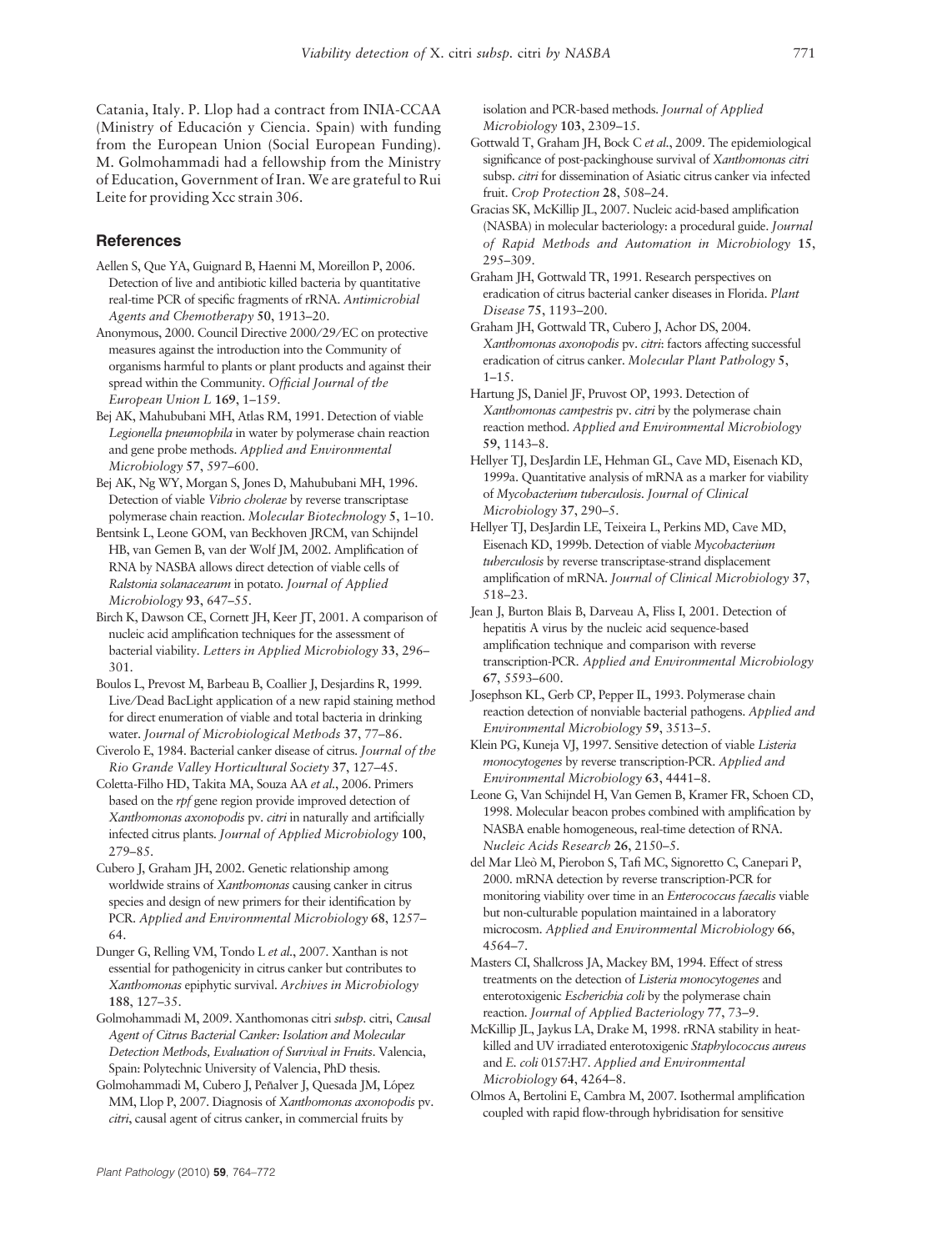Catania, Italy. P. Llop had a contract from INIA-CCAA (Ministry of Educación y Ciencia. Spain) with funding from the European Union (Social European Funding). M. Golmohammadi had a fellowship from the Ministry of Education, Government of Iran. We are grateful to Rui Leite for providing Xcc strain 306.

## References

Aellen S, Que YA, Guignard B, Haenni M, Moreillon P, 2006. Detection of live and antibiotic killed bacteria by quantitative real-time PCR of specific fragments of rRNA. *Antimicrobial Agents and Chemotherapy* **50**, 1913–20.

Anonymous, 2000. Council Directive 2000/29/EC on protective measures against the introduction into the Community of organisms harmful to plants or plant products and against their spread within the Community. *Official Journal of the European Union L* **169**, 1–159.

Bej AK, Mahububani MH, Atlas RM, 1991. Detection of viable *Legionella pneumophila* in water by polymerase chain reaction and gene probe methods. *Applied and Environmental Microbiology* **57**, 597–600.

Bej AK, Ng WY, Morgan S, Jones D, Mahububani MH, 1996. Detection of viable *Vibrio cholerae* by reverse transcriptase polymerase chain reaction. *Molecular Biotechnology* **5**, 1–10.

Bentsink L, Leone GOM, van Beckhoven JRCM, van Schijndel HB, van Gemen B, van der Wolf JM, 2002. Amplification of RNA by NASBA allows direct detection of viable cells of *Ralstonia solanacearum* in potato. *Journal of Applied Microbiology* **93**, 647–55.

Birch K, Dawson CE, Cornett JH, Keer JT, 2001. A comparison of nucleic acid amplification techniques for the assessment of bacterial viability. *Letters in Applied Microbiology* **33**, 296–301.

Boulos L, Prevost M, Barbeau B, Coallier J, Desjardins R, 1999. Live/Dead BacLight application of a new rapid staining method for direct enumeration of viable and total bacteria in drinking water. *Journal of Microbiological Methods* **37**, 77–86.

Civerolo E, 1984. Bacterial canker disease of citrus. *Journal of the Rio Grande Valley Horticultural Society* **37**, 127–45.

Coletta-Filho HD, Takita MA, Souza AA *et al.*, 2006. Primers based on the *rpf* gene region provide improved detection of *Xanthomonas axonopodis* pv. *citri* in naturally and artificially infected citrus plants. *Journal of Applied Microbiology* **100**, 279–85.

Cubero J, Graham JH, 2002. Genetic relationship among worldwide strains of *Xanthomonas* causing canker in citrus species and design of new primers for their identification by PCR. *Applied and Environmental Microbiology* **68**, 1257–64.

Dunger G, Relling VM, Tondo L *et al.*, 2007. Xanthan is not essential for pathogenicity in citrus canker but contributes to *Xanthomonas* epiphytic survival. *Archives in Microbiology* **188**, 127–35.

Golmohammadi M, 2009. Xanthomonas citri *subsp*. citri, *Causal Agent of Citrus Bacterial Canker: Isolation and Molecular Detection Methods, Evaluation of Survival in Fruits*. Valencia, Spain: Polytechnic University of Valencia, PhD thesis.

Golmohammadi M, Cubero J, Peñalver J, Quesada JM, López MM, Llop P, 2007. Diagnosis of *Xanthomonas axonopodis* pv. *citri*, causal agent of citrus canker, in commercial fruits by isolation and PCR-based methods. *Journal of Applied Microbiology* **103**, 2309–15.

Gottwald T, Graham JH, Bock C *et al.*, 2009. The epidemiological significance of post-packinghouse survival of *Xanthomonas citri* subsp. *citri* for dissemination of Asiatic citrus canker via infected fruit. *Crop Protection* **28**, 508–24.

Gracias SK, McKillip JL, 2007. Nucleic acid-based amplification (NASBA) in molecular bacteriology: a procedural guide. *Journal of Rapid Methods and Automation in Microbiology* **15**, 295–309.

Graham JH, Gottwald TR, 1991. Research perspectives on eradication of citrus bacterial canker diseases in Florida. *Plant Disease* **75**, 1193–200.

Graham JH, Gottwald TR, Cubero J, Achor DS, 2004. *Xanthomonas axonopodis* pv. *citri*: factors affecting successful eradication of citrus canker. *Molecular Plant Pathology* **5**, 1–15.

Hartung JS, Daniel JF, Pruvost OP, 1993. Detection of *Xanthomonas campestris* pv. *citri* by the polymerase chain reaction method. *Applied and Environmental Microbiology* **59**, 1143–8.

Hellyer TJ, DesJardin LE, Hehman GL, Cave MD, Eisenach KD, 1999a. Quantitative analysis of mRNA as a marker for viability of *Mycobacterium tuberculosis*. *Journal of Clinical Microbiology* **37**, 290–5.

Hellyer TJ, DesJardin LE, Teixeira L, Perkins MD, Cave MD, Eisenach KD, 1999b. Detection of viable *Mycobacterium tuberculosis* by reverse transcriptase-strand displacement amplification of mRNA. *Journal of Clinical Microbiology* **37**, 518–23.

Jean J, Burton Blais B, Darveau A, Fliss I, 2001. Detection of hepatitis A virus by the nucleic acid sequence-based amplification technique and comparison with reverse transcription-PCR. *Applied and Environmental Microbiology* **67**, 5593–600.

Josephson KL, Gerb CP, Pepper IL, 1993. Polymerase chain reaction detection of nonviable bacterial pathogens. *Applied and Environmental Microbiology* **59**, 3513–5.

Klein PG, Kuneja VJ, 1997. Sensitive detection of viable *Listeria monocytogenes* by reverse transcription-PCR. *Applied and Environmental Microbiology* **63**, 4441–8.

Leone G, Van Schijndel H, Van Gemen B, Kramer FR, Schoen CD, 1998. Molecular beacon probes combined with amplification by NASBA enable homogeneous, real-time detection of RNA. *Nucleic Acids Research* **26**, 2150–5.

del Mar Lleò M, Pierobon S, Tafi MC, Signoretto C, Canepari P, 2000. mRNA detection by reverse transcription-PCR for monitoring viability over time in an *Enterococcus faecalis* viable but non-culturable population maintained in a laboratory microcosm. *Applied and Environmental Microbiology* **66**, 4564–7.

Masters CI, Shallcross JA, Mackey BM, 1994. Effect of stress treatments on the detection of *Listeria monocytogenes* and enterotoxigenic *Escherichia coli* by the polymerase chain reaction. *Journal of Applied Bacteriology* **77**, 73–9.

McKillip JL, Jaykus LA, Drake M, 1998. rRNA stability in heat-killed and UV irradiated enterotoxigenic *Staphylococcus aureus* and *E. coli* 0157:H7. *Applied and Environmental Microbiology* **64**, 4264–8.

Olmos A, Bertolini E, Cambra M, 2007. Isothermal amplification coupled with rapid flow-through hybridisation for sensitive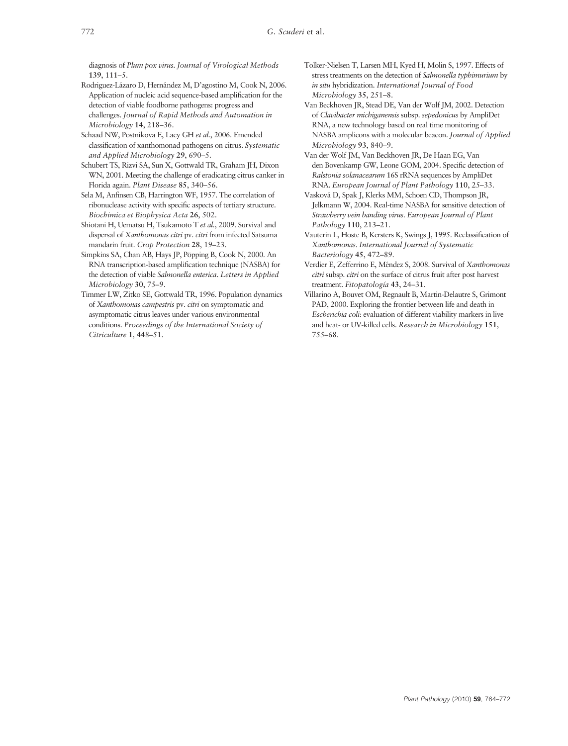diagnosis of *Plum pox virus*. *Journal of Virological Methods* **139**, 111–5.

Rodriguez-Lázaro D, Hernández M, D'agostino M, Cook N, 2006. Application of nucleic acid sequence-based amplification for the detection of viable foodborne pathogens: progress and challenges. *Journal of Rapid Methods and Automation in Microbiology* **14**, 218–36.

Schaad NW, Postnikova E, Lacy GH *et al.*, 2006. Emended classification of xanthomonad pathogens on citrus. *Systematic and Applied Microbiology* **29**, 690–5.

Schubert TS, Rizvi SA, Sun X, Gottwald TR, Graham JH, Dixon WN, 2001. Meeting the challenge of eradicating citrus canker in Florida again. *Plant Disease* **85**, 340–56.

Sela M, Anfinsen CB, Harrington WF, 1957. The correlation of ribonuclease activity with specific aspects of tertiary structure. *Biochimica et Biophysica Acta* **26**, 502.

Shiotani H, Uematsu H, Tsukamoto T *et al.*, 2009. Survival and dispersal of *Xanthomonas citri* pv. *citri* from infected Satsuma mandarin fruit. *Crop Protection* **28**, 19–23.

Simpkins SA, Chan AB, Hays JP, Pöpping B, Cook N, 2000. An RNA transcription-based amplification technique (NASBA) for the detection of viable *Salmonella enterica*. *Letters in Applied Microbiology* **30**, 75–9.

Timmer LW, Zitko SE, Gottwald TR, 1996. Population dynamics of *Xanthomonas campestris* pv. *citri* on symptomatic and asymptomatic citrus leaves under various environmental conditions. *Proceedings of the International Society of Citriculture* **1**, 448–51.

Tolker-Nielsen T, Larsen MH, Kyed H, Molin S, 1997. Effects of stress treatments on the detection of *Salmonella typhimurium* by *in situ* hybridization. *International Journal of Food Microbiology* **35**, 251–8.

Van Beckhoven JR, Stead DE, Van der Wolf JM, 2002. Detection of *Clavibacter michiganensis* subsp. *sepedonicus* by AmpliDet RNA, a new technology based on real time monitoring of NASBA amplicons with a molecular beacon. *Journal of Applied Microbiology* **93**, 840–9.

Van der Wolf JM, Van Beckhoven JR, De Haan EG, Van den Bovenkamp GW, Leone GOM, 2004. Specific detection of *Ralstonia solanacearum* 16S rRNA sequences by AmpliDet RNA. *European Journal of Plant Pathology* **110**, 25–33.

Vasková D, Spak J, Klerks MM, Schoen CD, Thompson JR, Jelkmann W, 2004. Real-time NASBA for sensitive detection of *Strawberry vein banding virus*. *European Journal of Plant Pathology* **110**, 213–21.

Vauterin L, Hoste B, Kersters K, Swings J, 1995. Reclassification of *Xanthomonas*. *International Journal of Systematic Bacteriology* **45**, 472–89.

Verdier E, Zefferrino E, Méndez S, 2008. Survival of *Xanthomonas citri* subsp. *citri* on the surface of citrus fruit after post harvest treatment. *Fitopatología* **43**, 24–31.

Villarino A, Bouvet OM, Regnault B, Martin-Delautre S, Grimont PAD, 2000. Exploring the frontier between life and death in *Escherichia coli*: evaluation of different viability markers in live and heat- or UV-killed cells. *Research in Microbiology* **151**, 755–68.